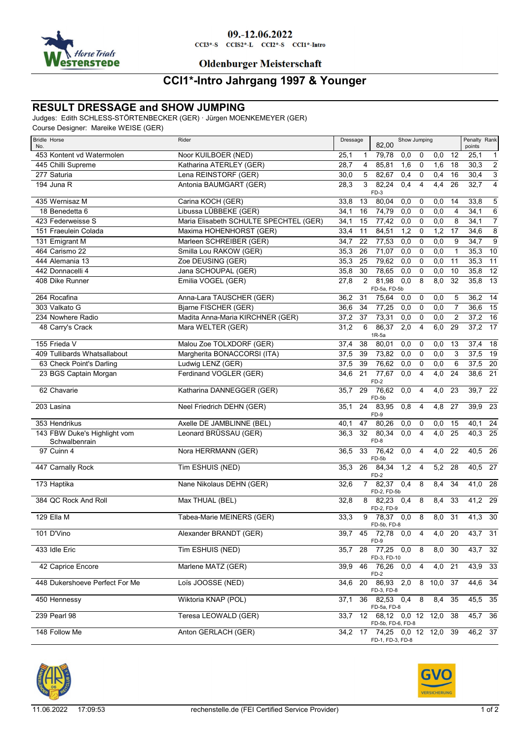09.-12.06.2022

CCI3*-S CCIS2*-L CCI2*-S CCI1*-Intro

Oldenburger Meisterschaft

# CCI1*-Intro Jahrgang 1997 & Younger

## RESULT DRESSAGE and SHOW JUMPING

Judges: Edith SCHLESS-STÖRTENBECKER (GER) · Jürgen MOENKEMEYER (GER)
Course Designer: Mareike WEISE (GER)

| Bridle No. | Horse | Rider | Dressage | | Show Jumping 82,00 | | | | | Penalty points | Rank |
|---|---|---|---|---|---|---|---|---|---|---|---|
| 453 | Kontent vd Watermolen | Noor KUILBOER (NED) | 25,1 | 1 | 79,78 | 0,0 | 0 | 0,0 | 12 | 25,1 | 1 |
| 445 | Chilli Supreme | Katharina ATERLEY (GER) | 28,7 | 4 | 85,81 | 1,6 | 0 | 1,6 | 18 | 30,3 | 2 |
| 277 | Saturia | Lena REINSTORF (GER) | 30,0 | 5 | 82,67 | 0,4 | 0 | 0,4 | 16 | 30,4 | 3 |
| 194 | Juna R | Antonia BAUMGART (GER) | 28,3 | 3 | 82,24 FD-3 | 0,4 | 4 | 4,4 | 26 | 32,7 | 4 |
| 435 | Wernisaz M | Carina KOCH (GER) | 33,8 | 13 | 80,04 | 0,0 | 0 | 0,0 | 14 | 33,8 | 5 |
| 18 | Benedetta 6 | Libussa LÜBBEKE (GER) | 34,1 | 16 | 74,79 | 0,0 | 0 | 0,0 | 4 | 34,1 | 6 |
| 423 | Federweisse S | Maria Elisabeth SCHULTE SPECHTEL (GER) | 34,1 | 15 | 77,42 | 0,0 | 0 | 0,0 | 8 | 34,1 | 7 |
| 151 | Fraeulein Colada | Maxima HOHENHORST (GER) | 33,4 | 11 | 84,51 | 1,2 | 0 | 1,2 | 17 | 34,6 | 8 |
| 131 | Emigrant M | Marleen SCHREIBER (GER) | 34,7 | 22 | 77,53 | 0,0 | 0 | 0,0 | 9 | 34,7 | 9 |
| 464 | Carismo 22 | Smilla Lou RAKOW (GER) | 35,3 | 26 | 71,07 | 0,0 | 0 | 0,0 | 1 | 35,3 | 10 |
| 444 | Alemania 13 | Zoe DEUSING (GER) | 35,3 | 25 | 79,62 | 0,0 | 0 | 0,0 | 11 | 35,3 | 11 |
| 442 | Donnacelli 4 | Jana SCHOUPAL (GER) | 35,8 | 30 | 78,65 | 0,0 | 0 | 0,0 | 10 | 35,8 | 12 |
| 408 | Dike Runner | Emilia VOGEL (GER) | 27,8 | 2 | 81,98 FD-5a, FD-5b | 0,0 | 8 | 8,0 | 32 | 35,8 | 13 |
| 264 | Rocafina | Anna-Lara TAUSCHER (GER) | 36,2 | 31 | 75,64 | 0,0 | 0 | 0,0 | 5 | 36,2 | 14 |
| 303 | Valkato G | Bjarne FISCHER (GER) | 36,6 | 34 | 77,25 | 0,0 | 0 | 0,0 | 7 | 36,6 | 15 |
| 234 | Nowhere Radio | Madita Anna-Maria KIRCHNER (GER) | 37,2 | 37 | 73,31 | 0,0 | 0 | 0,0 | 2 | 37,2 | 16 |
| 48 | Carry's Crack | Mara WELTER (GER) | 31,2 | 6 | 86,37 1R-5a | 2,0 | 4 | 6,0 | 29 | 37,2 | 17 |
| 155 | Frieda V | Malou Zoe TOLXDORF (GER) | 37,4 | 38 | 80,01 | 0,0 | 0 | 0,0 | 13 | 37,4 | 18 |
| 409 | Tullibards Whatsallabout | Margherita BONACCORSI (ITA) | 37,5 | 39 | 73,82 | 0,0 | 0 | 0,0 | 3 | 37,5 | 19 |
| 63 | Check Point's Darling | Ludwig LENZ (GER) | 37,5 | 39 | 76,62 | 0,0 | 0 | 0,0 | 6 | 37,5 | 20 |
| 23 | BGS Captain Morgan | Ferdinand VOGLER (GER) | 34,6 | 21 | 77,67 FD-2 | 0,0 | 4 | 4,0 | 24 | 38,6 | 21 |
| 62 | Chavarie | Katharina DANNEGGER (GER) | 35,7 | 29 | 76,62 FD-5b | 0,0 | 4 | 4,0 | 23 | 39,7 | 22 |
| 203 | Lasina | Neel Friedrich DEHN (GER) | 35,1 | 24 | 83,95 FD-9 | 0,8 | 4 | 4,8 | 27 | 39,9 | 23 |
| 353 | Hendrikus | Axelle DE JAMBLINNE (BEL) | 40,1 | 47 | 80,26 | 0,0 | 0 | 0,0 | 15 | 40,1 | 24 |
| 143 | FBW Duke's Highlight vom Schwalbenrain | Leonard BRÜSSAU (GER) | 36,3 | 32 | 80,34 FD-8 | 0,0 | 4 | 4,0 | 25 | 40,3 | 25 |
| 97 | Cuinn 4 | Nora HERRMANN (GER) | 36,5 | 33 | 76,42 FD-5b | 0,0 | 4 | 4,0 | 22 | 40,5 | 26 |
| 447 | Carnally Rock | Tim ESHUIS (NED) | 35,3 | 26 | 84,34 FD-2 | 1,2 | 4 | 5,2 | 28 | 40,5 | 27 |
| 173 | Haptika | Nane Nikolaus DEHN (GER) | 32,6 | 7 | 82,37 FD-2, FD-5b | 0,4 | 8 | 8,4 | 34 | 41,0 | 28 |
| 384 | QC Rock And Roll | Max THUAL (BEL) | 32,8 | 8 | 82,23 FD-2, FD-9 | 0,4 | 8 | 8,4 | 33 | 41,2 | 29 |
| 129 | Ella M | Tabea-Marie MEINERS (GER) | 33,3 | 9 | 78,37 FD-5b, FD-8 | 0,0 | 8 | 8,0 | 31 | 41,3 | 30 |
| 101 | D'Vino | Alexander BRANDT (GER) | 39,7 | 45 | 72,78 FD-9 | 0,0 | 4 | 4,0 | 20 | 43,7 | 31 |
| 433 | Idle Eric | Tim ESHUIS (NED) | 35,7 | 28 | 77,25 FD-3, FD-10 | 0,0 | 8 | 8,0 | 30 | 43,7 | 32 |
| 42 | Caprice Encore | Marlene MATZ (GER) | 39,9 | 46 | 76,26 FD-2 | 0,0 | 4 | 4,0 | 21 | 43,9 | 33 |
| 448 | Dukershoeve Perfect For Me | Loïs JOOSSE (NED) | 34,6 | 20 | 86,93 FD-3, FD-8 | 2,0 | 8 | 10,0 | 37 | 44,6 | 34 |
| 450 | Hennessy | Wiktoria KNAP (POL) | 37,1 | 36 | 82,53 FD-5a, FD-8 | 0,4 | 8 | 8,4 | 35 | 45,5 | 35 |
| 239 | Pearl 98 | Teresa LEOWALD (GER) | 33,7 | 12 | 68,12 FD-5b, FD-6, FD-8 | 0,0 | 12 | 12,0 | 38 | 45,7 | 36 |
| 148 | Follow Me | Anton GERLACH (GER) | 34,2 | 17 | 74,25 FD-1, FD-3, FD-8 | 0,0 | 12 | 12,0 | 39 | 46,2 | 37 |

11.06.2022 17:09:53 rechenstelle.de (FEI Certified Service Provider)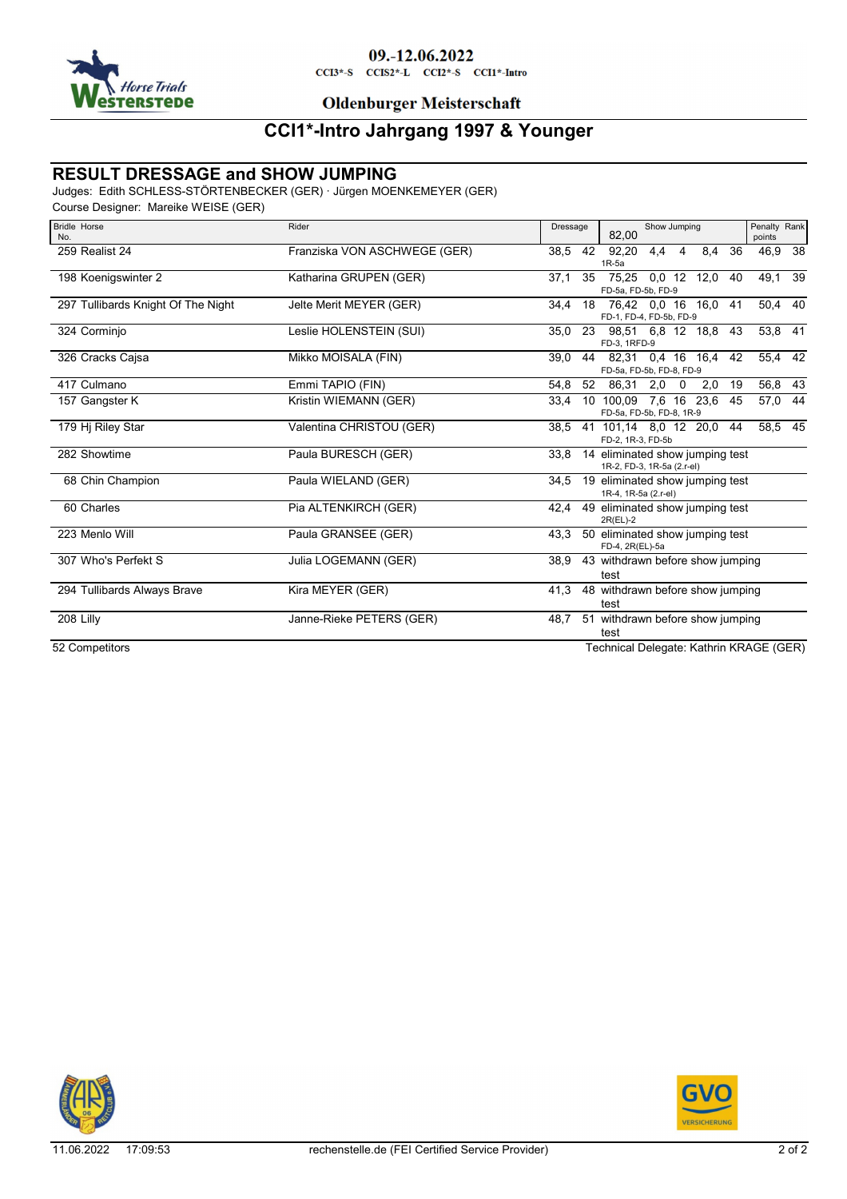09.-12.06.2022

CCI3*-S CCIS2*-L CCI2*-S CCI1*-Intro

Oldenburger Meisterschaft

# CCI1*-Intro Jahrgang 1997 & Younger

## RESULT DRESSAGE and SHOW JUMPING

Judges: Edith SCHLESS-STÖRTENBECKER (GER) · Jürgen MOENKEMEYER (GER)

Course Designer: Mareike WEISE (GER)

| Bridle No. | Horse | Rider | Dressage | | Show Jumping 82,00 | | | | | Penalty points | Rank |
|---|---|---|---|---|---|---|---|---|---|---|---|
| 259 | Realist 24 | Franziska VON ASCHWEGE (GER) | 38,5 | 42 | 92,20 1R-5a | 4,4 | 4 | 8,4 | 36 | 46,9 | 38 |
| 198 | Koenigswinter 2 | Katharina GRUPEN (GER) | 37,1 | 35 | 75,25 FD-5a, FD-5b, FD-9 | 0,0 | 12 | 12,0 | 40 | 49,1 | 39 |
| 297 | Tullibards Knight Of The Night | Jelte Merit MEYER (GER) | 34,4 | 18 | 76,42 FD-1, FD-4, FD-5b, FD-9 | 0,0 | 16 | 16,0 | 41 | 50,4 | 40 |
| 324 | Corminjo | Leslie HOLENSTEIN (SUI) | 35,0 | 23 | 98,51 FD-3, 1RFD-9 | 6,8 | 12 | 18,8 | 43 | 53,8 | 41 |
| 326 | Cracks Cajsa | Mikko MOISALA (FIN) | 39,0 | 44 | 82,31 FD-5a, FD-5b, FD-8, FD-9 | 0,4 | 16 | 16,4 | 42 | 55,4 | 42 |
| 417 | Culmano | Emmi TAPIO (FIN) | 54,8 | 52 | 86,31 | 2,0 | 0 | 2,0 | 19 | 56,8 | 43 |
| 157 | Gangster K | Kristin WIEMANN (GER) | 33,4 | 10 | 100,09 FD-5a, FD-5b, FD-8, 1R-9 | 7,6 | 16 | 23,6 | 45 | 57,0 | 44 |
| 179 | Hj Riley Star | Valentina CHRISTOU (GER) | 38,5 | 41 | 101,14 FD-2, 1R-3, FD-5b | 8,0 | 12 | 20,0 | 44 | 58,5 | 45 |
| 282 | Showtime | Paula BURESCH (GER) | 33,8 | 14 | eliminated show jumping test 1R-2, FD-3, 1R-5a (2.r-el) | | | | | | |
| 68 | Chin Champion | Paula WIELAND (GER) | 34,5 | 19 | eliminated show jumping test 1R-4, 1R-5a (2.r-el) | | | | | | |
| 60 | Charles | Pia ALTENKIRCH (GER) | 42,4 | 49 | eliminated show jumping test 2R(EL)-2 | | | | | | |
| 223 | Menlo Will | Paula GRANSEE (GER) | 43,3 | 50 | eliminated show jumping test FD-4, 2R(EL)-5a | | | | | | |
| 307 | Who's Perfekt S | Julia LOGEMANN (GER) | 38,9 | 43 | withdrawn before show jumping test | | | | | | |
| 294 | Tullibards Always Brave | Kira MEYER (GER) | 41,3 | 48 | withdrawn before show jumping test | | | | | | |
| 208 | Lilly | Janne-Rieke PETERS (GER) | 48,7 | 51 | withdrawn before show jumping test | | | | | | |

52 Competitors

Technical Delegate: Kathrin KRAGE (GER)

11.06.2022 17:09:53 rechenstelle.de (FEI Certified Service Provider)